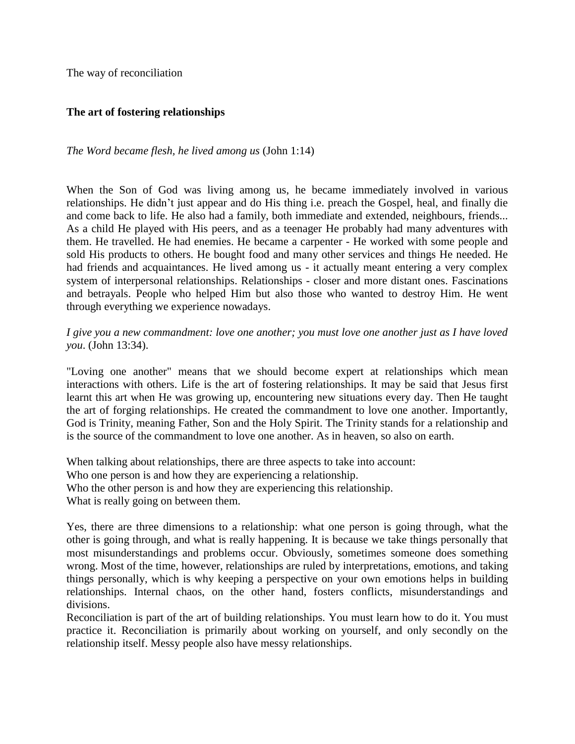The way of reconciliation

## The art of fostering relationships

*The Word became flesh, he lived among us* (John 1:14)

When the Son of God was living among us, he became immediately involved in various relationships. He didn't just appear and do His thing i.e. preach the Gospel, heal, and finally die and come back to life. He also had a family, both immediate and extended, neighbours, friends... As a child He played with His peers, and as a teenager He probably had many adventures with them. He travelled. He had enemies. He became a carpenter - He worked with some people and sold His products to others. He bought food and many other services and things He needed. He had friends and acquaintances. He lived among us - it actually meant entering a very complex system of interpersonal relationships. Relationships - closer and more distant ones. Fascinations and betrayals. People who helped Him but also those who wanted to destroy Him. He went through everything we experience nowadays.

*I give you a new commandment: love one another; you must love one another just as I have loved you*. (John 13:34).

"Loving one another" means that we should become expert at relationships which mean interactions with others. Life is the art of fostering relationships. It may be said that Jesus first learnt this art when He was growing up, encountering new situations every day. Then He taught the art of forging relationships. He created the commandment to love one another. Importantly, God is Trinity, meaning Father, Son and the Holy Spirit. The Trinity stands for a relationship and is the source of the commandment to love one another. As in heaven, so also on earth.

When talking about relationships, there are three aspects to take into account:
Who one person is and how they are experiencing a relationship.
Who the other person is and how they are experiencing this relationship.
What is really going on between them.

Yes, there are three dimensions to a relationship: what one person is going through, what the other is going through, and what is really happening. It is because we take things personally that most misunderstandings and problems occur. Obviously, sometimes someone does something wrong. Most of the time, however, relationships are ruled by interpretations, emotions, and taking things personally, which is why keeping a perspective on your own emotions helps in building relationships. Internal chaos, on the other hand, fosters conflicts, misunderstandings and divisions.
Reconciliation is part of the art of building relationships. You must learn how to do it. You must practice it. Reconciliation is primarily about working on yourself, and only secondly on the relationship itself. Messy people also have messy relationships.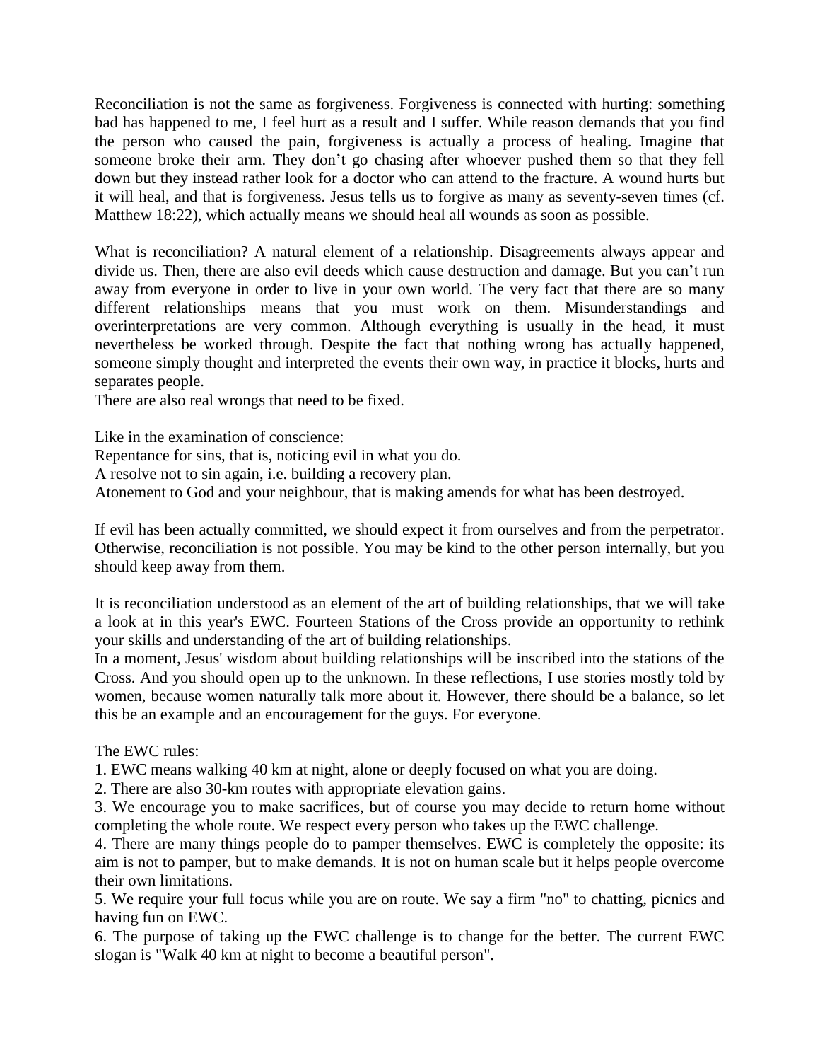Reconciliation is not the same as forgiveness. Forgiveness is connected with hurting: something bad has happened to me, I feel hurt as a result and I suffer. While reason demands that you find the person who caused the pain, forgiveness is actually a process of healing. Imagine that someone broke their arm. They don't go chasing after whoever pushed them so that they fell down but they instead rather look for a doctor who can attend to the fracture. A wound hurts but it will heal, and that is forgiveness. Jesus tells us to forgive as many as seventy-seven times (cf. Matthew 18:22), which actually means we should heal all wounds as soon as possible.

What is reconciliation? A natural element of a relationship. Disagreements always appear and divide us. Then, there are also evil deeds which cause destruction and damage. But you can't run away from everyone in order to live in your own world. The very fact that there are so many different relationships means that you must work on them. Misunderstandings and overinterpretations are very common. Although everything is usually in the head, it must nevertheless be worked through. Despite the fact that nothing wrong has actually happened, someone simply thought and interpreted the events their own way, in practice it blocks, hurts and separates people.

There are also real wrongs that need to be fixed.

Like in the examination of conscience:

Repentance for sins, that is, noticing evil in what you do.

A resolve not to sin again, i.e. building a recovery plan.

Atonement to God and your neighbour, that is making amends for what has been destroyed.

If evil has been actually committed, we should expect it from ourselves and from the perpetrator. Otherwise, reconciliation is not possible. You may be kind to the other person internally, but you should keep away from them.

It is reconciliation understood as an element of the art of building relationships, that we will take a look at in this year's EWC. Fourteen Stations of the Cross provide an opportunity to rethink your skills and understanding of the art of building relationships.

In a moment, Jesus' wisdom about building relationships will be inscribed into the stations of the Cross. And you should open up to the unknown. In these reflections, I use stories mostly told by women, because women naturally talk more about it. However, there should be a balance, so let this be an example and an encouragement for the guys. For everyone.

The EWC rules:

1. EWC means walking 40 km at night, alone or deeply focused on what you are doing.
2. There are also 30-km routes with appropriate elevation gains.
3. We encourage you to make sacrifices, but of course you may decide to return home without completing the whole route. We respect every person who takes up the EWC challenge.
4. There are many things people do to pamper themselves. EWC is completely the opposite: its aim is not to pamper, but to make demands. It is not on human scale but it helps people overcome their own limitations.
5. We require your full focus while you are on route. We say a firm "no" to chatting, picnics and having fun on EWC.
6. The purpose of taking up the EWC challenge is to change for the better. The current EWC slogan is "Walk 40 km at night to become a beautiful person".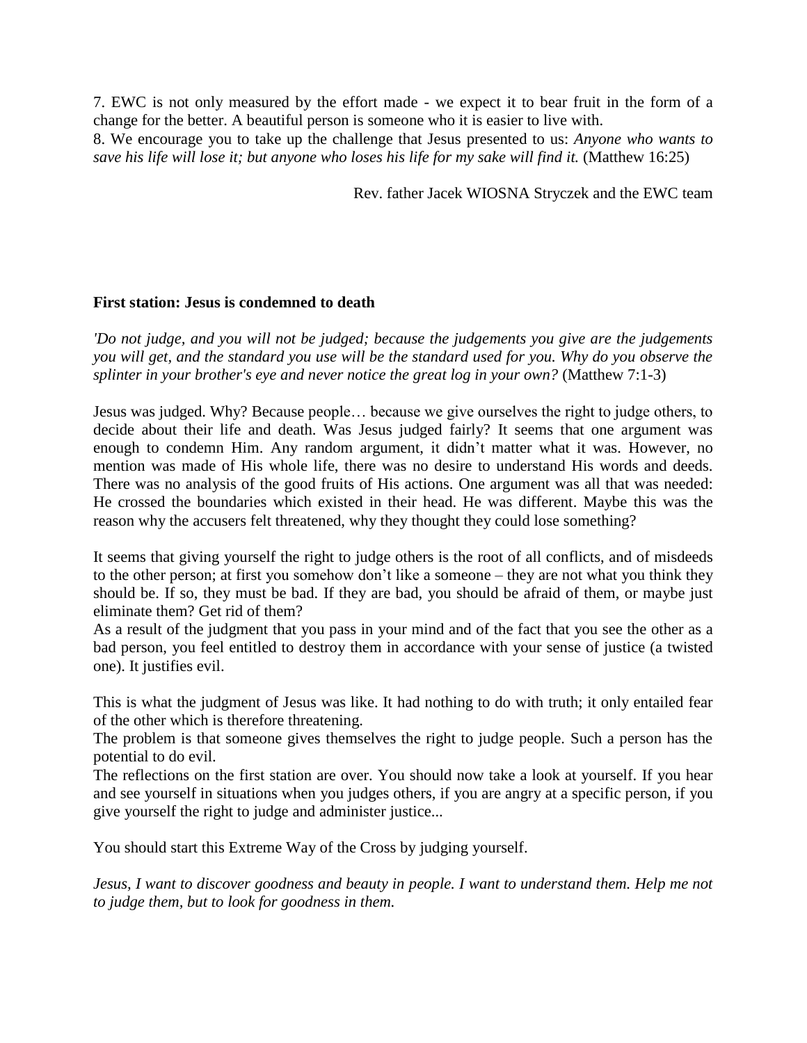7. EWC is not only measured by the effort made - we expect it to bear fruit in the form of a change for the better. A beautiful person is someone who it is easier to live with.
8. We encourage you to take up the challenge that Jesus presented to us: *Anyone who wants to save his life will lose it; but anyone who loses his life for my sake will find it.* (Matthew 16:25)

Rev. father Jacek WIOSNA Stryczek and the EWC team

**First station: Jesus is condemned to death**

*'Do not judge, and you will not be judged; because the judgements you give are the judgements you will get, and the standard you use will be the standard used for you. Why do you observe the splinter in your brother's eye and never notice the great log in your own?* (Matthew 7:1-3)

Jesus was judged. Why? Because people… because we give ourselves the right to judge others, to decide about their life and death. Was Jesus judged fairly? It seems that one argument was enough to condemn Him. Any random argument, it didn't matter what it was. However, no mention was made of His whole life, there was no desire to understand His words and deeds. There was no analysis of the good fruits of His actions. One argument was all that was needed: He crossed the boundaries which existed in their head. He was different. Maybe this was the reason why the accusers felt threatened, why they thought they could lose something?

It seems that giving yourself the right to judge others is the root of all conflicts, and of misdeeds to the other person; at first you somehow don't like a someone – they are not what you think they should be. If so, they must be bad. If they are bad, you should be afraid of them, or maybe just eliminate them? Get rid of them?
As a result of the judgment that you pass in your mind and of the fact that you see the other as a bad person, you feel entitled to destroy them in accordance with your sense of justice (a twisted one). It justifies evil.

This is what the judgment of Jesus was like. It had nothing to do with truth; it only entailed fear of the other which is therefore threatening.
The problem is that someone gives themselves the right to judge people. Such a person has the potential to do evil.
The reflections on the first station are over. You should now take a look at yourself. If you hear and see yourself in situations when you judges others, if you are angry at a specific person, if you give yourself the right to judge and administer justice...

You should start this Extreme Way of the Cross by judging yourself.

*Jesus, I want to discover goodness and beauty in people. I want to understand them. Help me not to judge them, but to look for goodness in them.*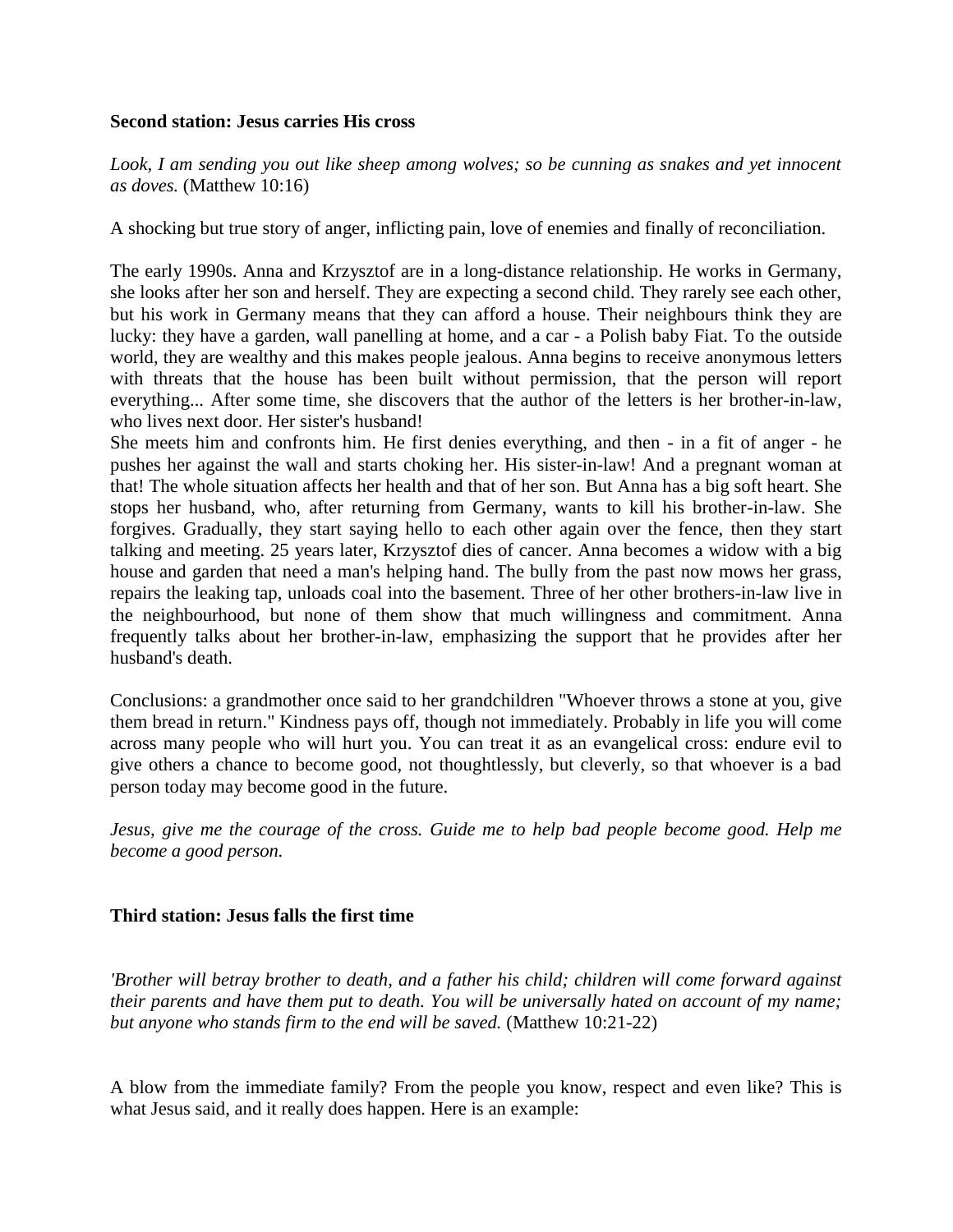**Second station: Jesus carries His cross**

*Look, I am sending you out like sheep among wolves; so be cunning as snakes and yet innocent as doves.* (Matthew 10:16)

A shocking but true story of anger, inflicting pain, love of enemies and finally of reconciliation.

The early 1990s. Anna and Krzysztof are in a long-distance relationship. He works in Germany, she looks after her son and herself. They are expecting a second child. They rarely see each other, but his work in Germany means that they can afford a house. Their neighbours think they are lucky: they have a garden, wall panelling at home, and a car - a Polish baby Fiat. To the outside world, they are wealthy and this makes people jealous. Anna begins to receive anonymous letters with threats that the house has been built without permission, that the person will report everything... After some time, she discovers that the author of the letters is her brother-in-law, who lives next door. Her sister's husband!
She meets him and confronts him. He first denies everything, and then - in a fit of anger - he pushes her against the wall and starts choking her. His sister-in-law! And a pregnant woman at that! The whole situation affects her health and that of her son. But Anna has a big soft heart. She stops her husband, who, after returning from Germany, wants to kill his brother-in-law. She forgives. Gradually, they start saying hello to each other again over the fence, then they start talking and meeting. 25 years later, Krzysztof dies of cancer. Anna becomes a widow with a big house and garden that need a man's helping hand. The bully from the past now mows her grass, repairs the leaking tap, unloads coal into the basement. Three of her other brothers-in-law live in the neighbourhood, but none of them show that much willingness and commitment. Anna frequently talks about her brother-in-law, emphasizing the support that he provides after her husband's death.

Conclusions: a grandmother once said to her grandchildren "Whoever throws a stone at you, give them bread in return." Kindness pays off, though not immediately. Probably in life you will come across many people who will hurt you. You can treat it as an evangelical cross: endure evil to give others a chance to become good, not thoughtlessly, but cleverly, so that whoever is a bad person today may become good in the future.

*Jesus, give me the courage of the cross. Guide me to help bad people become good. Help me become a good person.*

**Third station: Jesus falls the first time**

*'Brother will betray brother to death, and a father his child; children will come forward against their parents and have them put to death. You will be universally hated on account of my name; but anyone who stands firm to the end will be saved.* (Matthew 10:21-22)

A blow from the immediate family? From the people you know, respect and even like? This is what Jesus said, and it really does happen. Here is an example: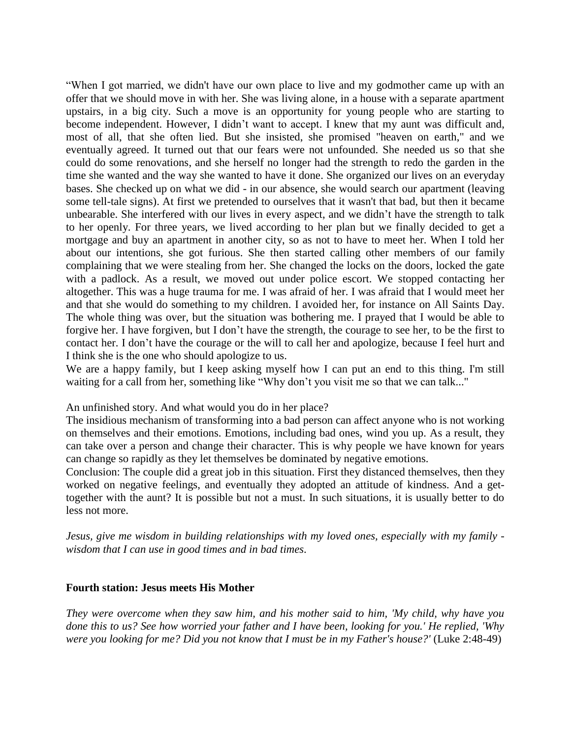“When I got married, we didn't have our own place to live and my godmother came up with an offer that we should move in with her. She was living alone, in a house with a separate apartment upstairs, in a big city. Such a move is an opportunity for young people who are starting to become independent. However, I didn’t want to accept. I knew that my aunt was difficult and, most of all, that she often lied. But she insisted, she promised "heaven on earth," and we eventually agreed. It turned out that our fears were not unfounded. She needed us so that she could do some renovations, and she herself no longer had the strength to redo the garden in the time she wanted and the way she wanted to have it done. She organized our lives on an everyday bases. She checked up on what we did - in our absence, she would search our apartment (leaving some tell-tale signs). At first we pretended to ourselves that it wasn't that bad, but then it became unbearable. She interfered with our lives in every aspect, and we didn’t have the strength to talk to her openly. For three years, we lived according to her plan but we finally decided to get a mortgage and buy an apartment in another city, so as not to have to meet her. When I told her about our intentions, she got furious. She then started calling other members of our family complaining that we were stealing from her. She changed the locks on the doors, locked the gate with a padlock. As a result, we moved out under police escort. We stopped contacting her altogether. This was a huge trauma for me. I was afraid of her. I was afraid that I would meet her and that she would do something to my children. I avoided her, for instance on All Saints Day. The whole thing was over, but the situation was bothering me. I prayed that I would be able to forgive her. I have forgiven, but I don’t have the strength, the courage to see her, to be the first to contact her. I don’t have the courage or the will to call her and apologize, because I feel hurt and I think she is the one who should apologize to us.

We are a happy family, but I keep asking myself how I can put an end to this thing. I'm still waiting for a call from her, something like “Why don’t you visit me so that we can talk..."

An unfinished story. And what would you do in her place?

The insidious mechanism of transforming into a bad person can affect anyone who is not working on themselves and their emotions. Emotions, including bad ones, wind you up. As a result, they can take over a person and change their character. This is why people we have known for years can change so rapidly as they let themselves be dominated by negative emotions.

Conclusion: The couple did a great job in this situation. First they distanced themselves, then they worked on negative feelings, and eventually they adopted an attitude of kindness. And a get-together with the aunt? It is possible but not a must. In such situations, it is usually better to do less not more.

*Jesus, give me wisdom in building relationships with my loved ones, especially with my family - wisdom that I can use in good times and in bad times.*

**Fourth station: Jesus meets His Mother**

*They were overcome when they saw him, and his mother said to him, 'My child, why have you done this to us? See how worried your father and I have been, looking for you.' He replied, 'Why were you looking for me? Did you not know that I must be in my Father's house?'* (Luke 2:48-49)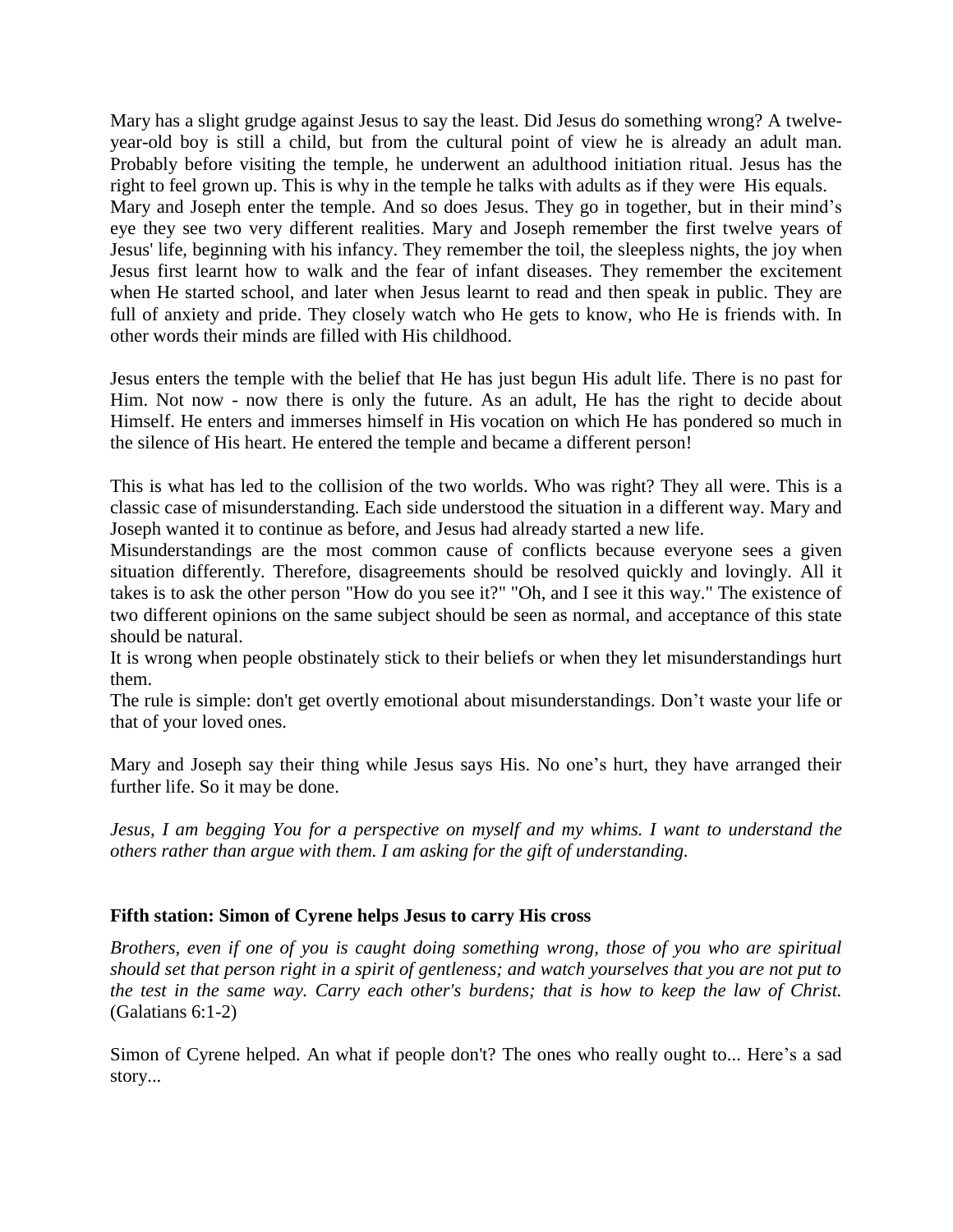Mary has a slight grudge against Jesus to say the least. Did Jesus do something wrong? A twelve-year-old boy is still a child, but from the cultural point of view he is already an adult man. Probably before visiting the temple, he underwent an adulthood initiation ritual. Jesus has the right to feel grown up. This is why in the temple he talks with adults as if they were His equals. Mary and Joseph enter the temple. And so does Jesus. They go in together, but in their mind's eye they see two very different realities. Mary and Joseph remember the first twelve years of Jesus' life, beginning with his infancy. They remember the toil, the sleepless nights, the joy when Jesus first learnt how to walk and the fear of infant diseases. They remember the excitement when He started school, and later when Jesus learnt to read and then speak in public. They are full of anxiety and pride. They closely watch who He gets to know, who He is friends with. In other words their minds are filled with His childhood.

Jesus enters the temple with the belief that He has just begun His adult life. There is no past for Him. Not now - now there is only the future. As an adult, He has the right to decide about Himself. He enters and immerses himself in His vocation on which He has pondered so much in the silence of His heart. He entered the temple and became a different person!

This is what has led to the collision of the two worlds. Who was right? They all were. This is a classic case of misunderstanding. Each side understood the situation in a different way. Mary and Joseph wanted it to continue as before, and Jesus had already started a new life.

Misunderstandings are the most common cause of conflicts because everyone sees a given situation differently. Therefore, disagreements should be resolved quickly and lovingly. All it takes is to ask the other person "How do you see it?" "Oh, and I see it this way." The existence of two different opinions on the same subject should be seen as normal, and acceptance of this state should be natural.

It is wrong when people obstinately stick to their beliefs or when they let misunderstandings hurt them.

The rule is simple: don't get overtly emotional about misunderstandings. Don't waste your life or that of your loved ones.

Mary and Joseph say their thing while Jesus says His. No one's hurt, they have arranged their further life. So it may be done.

*Jesus, I am begging You for a perspective on myself and my whims. I want to understand the others rather than argue with them. I am asking for the gift of understanding.*

**Fifth station: Simon of Cyrene helps Jesus to carry His cross**

*Brothers, even if one of you is caught doing something wrong, those of you who are spiritual should set that person right in a spirit of gentleness; and watch yourselves that you are not put to the test in the same way. Carry each other's burdens; that is how to keep the law of Christ.* (Galatians 6:1-2)

Simon of Cyrene helped. An what if people don't? The ones who really ought to... Here's a sad story...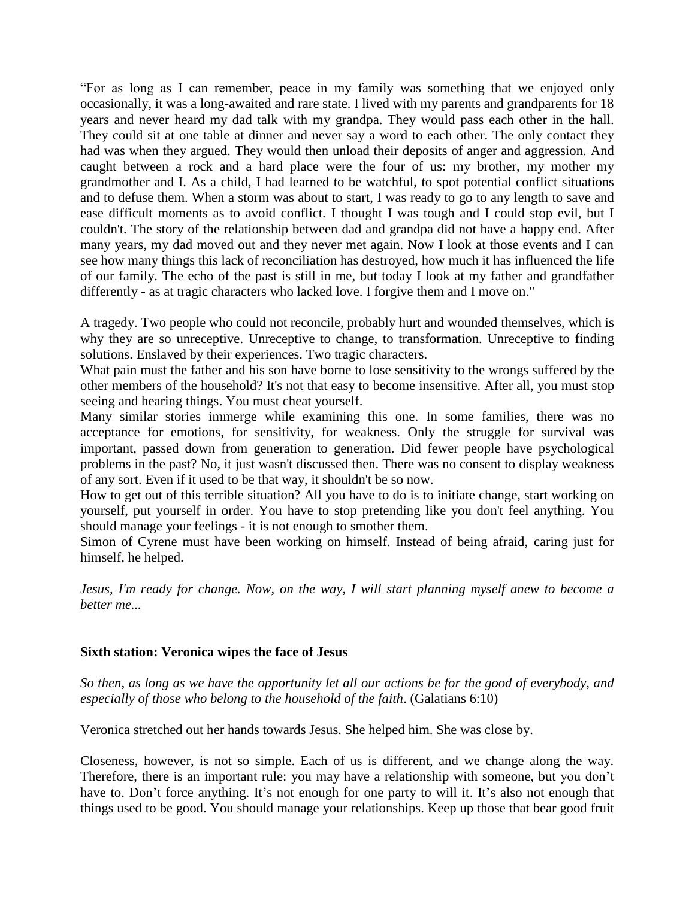"For as long as I can remember, peace in my family was something that we enjoyed only occasionally, it was a long-awaited and rare state. I lived with my parents and grandparents for 18 years and never heard my dad talk with my grandpa. They would pass each other in the hall. They could sit at one table at dinner and never say a word to each other. The only contact they had was when they argued. They would then unload their deposits of anger and aggression. And caught between a rock and a hard place were the four of us: my brother, my mother my grandmother and I. As a child, I had learned to be watchful, to spot potential conflict situations and to defuse them. When a storm was about to start, I was ready to go to any length to save and ease difficult moments as to avoid conflict. I thought I was tough and I could stop evil, but I couldn't. The story of the relationship between dad and grandpa did not have a happy end. After many years, my dad moved out and they never met again. Now I look at those events and I can see how many things this lack of reconciliation has destroyed, how much it has influenced the life of our family. The echo of the past is still in me, but today I look at my father and grandfather differently - as at tragic characters who lacked love. I forgive them and I move on."

A tragedy. Two people who could not reconcile, probably hurt and wounded themselves, which is why they are so unreceptive. Unreceptive to change, to transformation. Unreceptive to finding solutions. Enslaved by their experiences. Two tragic characters.

What pain must the father and his son have borne to lose sensitivity to the wrongs suffered by the other members of the household? It's not that easy to become insensitive. After all, you must stop seeing and hearing things. You must cheat yourself.

Many similar stories immerge while examining this one. In some families, there was no acceptance for emotions, for sensitivity, for weakness. Only the struggle for survival was important, passed down from generation to generation. Did fewer people have psychological problems in the past? No, it just wasn't discussed then. There was no consent to display weakness of any sort. Even if it used to be that way, it shouldn't be so now.

How to get out of this terrible situation? All you have to do is to initiate change, start working on yourself, put yourself in order. You have to stop pretending like you don't feel anything. You should manage your feelings - it is not enough to smother them.

Simon of Cyrene must have been working on himself. Instead of being afraid, caring just for himself, he helped.

*Jesus, I'm ready for change. Now, on the way, I will start planning myself anew to become a better me...*

**Sixth station: Veronica wipes the face of Jesus**

*So then, as long as we have the opportunity let all our actions be for the good of everybody, and especially of those who belong to the household of the faith*. (Galatians 6:10)

Veronica stretched out her hands towards Jesus. She helped him. She was close by.

Closeness, however, is not so simple. Each of us is different, and we change along the way. Therefore, there is an important rule: you may have a relationship with someone, but you don't have to. Don't force anything. It's not enough for one party to will it. It's also not enough that things used to be good. You should manage your relationships. Keep up those that bear good fruit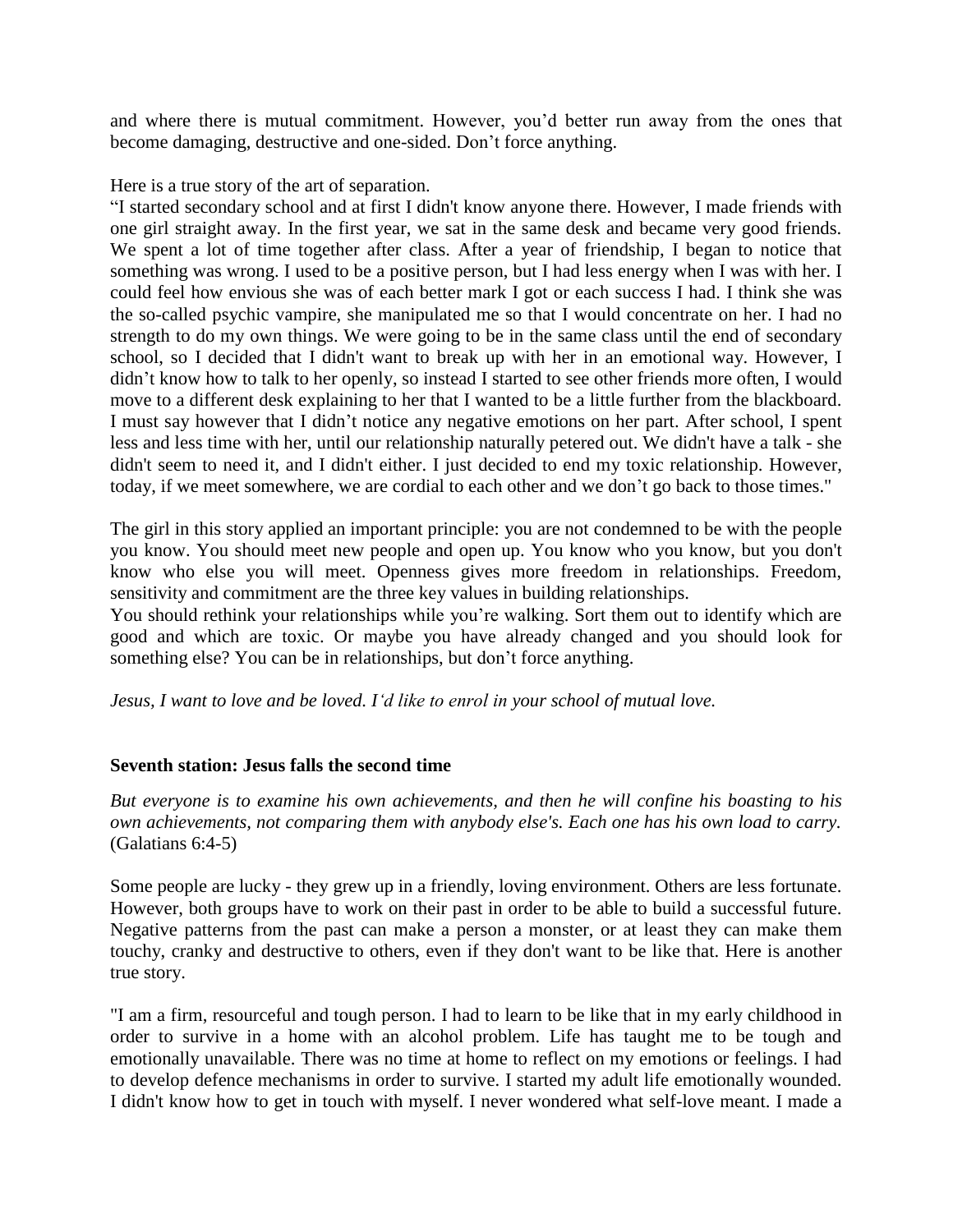and where there is mutual commitment. However, you'd better run away from the ones that become damaging, destructive and one-sided. Don't force anything.

Here is a true story of the art of separation.

"I started secondary school and at first I didn't know anyone there. However, I made friends with one girl straight away. In the first year, we sat in the same desk and became very good friends. We spent a lot of time together after class. After a year of friendship, I began to notice that something was wrong. I used to be a positive person, but I had less energy when I was with her. I could feel how envious she was of each better mark I got or each success I had. I think she was the so-called psychic vampire, she manipulated me so that I would concentrate on her. I had no strength to do my own things. We were going to be in the same class until the end of secondary school, so I decided that I didn't want to break up with her in an emotional way. However, I didn't know how to talk to her openly, so instead I started to see other friends more often, I would move to a different desk explaining to her that I wanted to be a little further from the blackboard. I must say however that I didn't notice any negative emotions on her part. After school, I spent less and less time with her, until our relationship naturally petered out. We didn't have a talk - she didn't seem to need it, and I didn't either. I just decided to end my toxic relationship. However, today, if we meet somewhere, we are cordial to each other and we don't go back to those times."

The girl in this story applied an important principle: you are not condemned to be with the people you know. You should meet new people and open up. You know who you know, but you don't know who else you will meet. Openness gives more freedom in relationships. Freedom, sensitivity and commitment are the three key values in building relationships.

You should rethink your relationships while you're walking. Sort them out to identify which are good and which are toxic. Or maybe you have already changed and you should look for something else? You can be in relationships, but don't force anything.

*Jesus, I want to love and be loved. I'd like to enrol in your school of mutual love.*

### Seventh station: Jesus falls the second time

*But everyone is to examine his own achievements, and then he will confine his boasting to his own achievements, not comparing them with anybody else's. Each one has his own load to carry.* (Galatians 6:4-5)

Some people are lucky - they grew up in a friendly, loving environment. Others are less fortunate. However, both groups have to work on their past in order to be able to build a successful future. Negative patterns from the past can make a person a monster, or at least they can make them touchy, cranky and destructive to others, even if they don't want to be like that. Here is another true story.

"I am a firm, resourceful and tough person. I had to learn to be like that in my early childhood in order to survive in a home with an alcohol problem. Life has taught me to be tough and emotionally unavailable. There was no time at home to reflect on my emotions or feelings. I had to develop defence mechanisms in order to survive. I started my adult life emotionally wounded. I didn't know how to get in touch with myself. I never wondered what self-love meant. I made a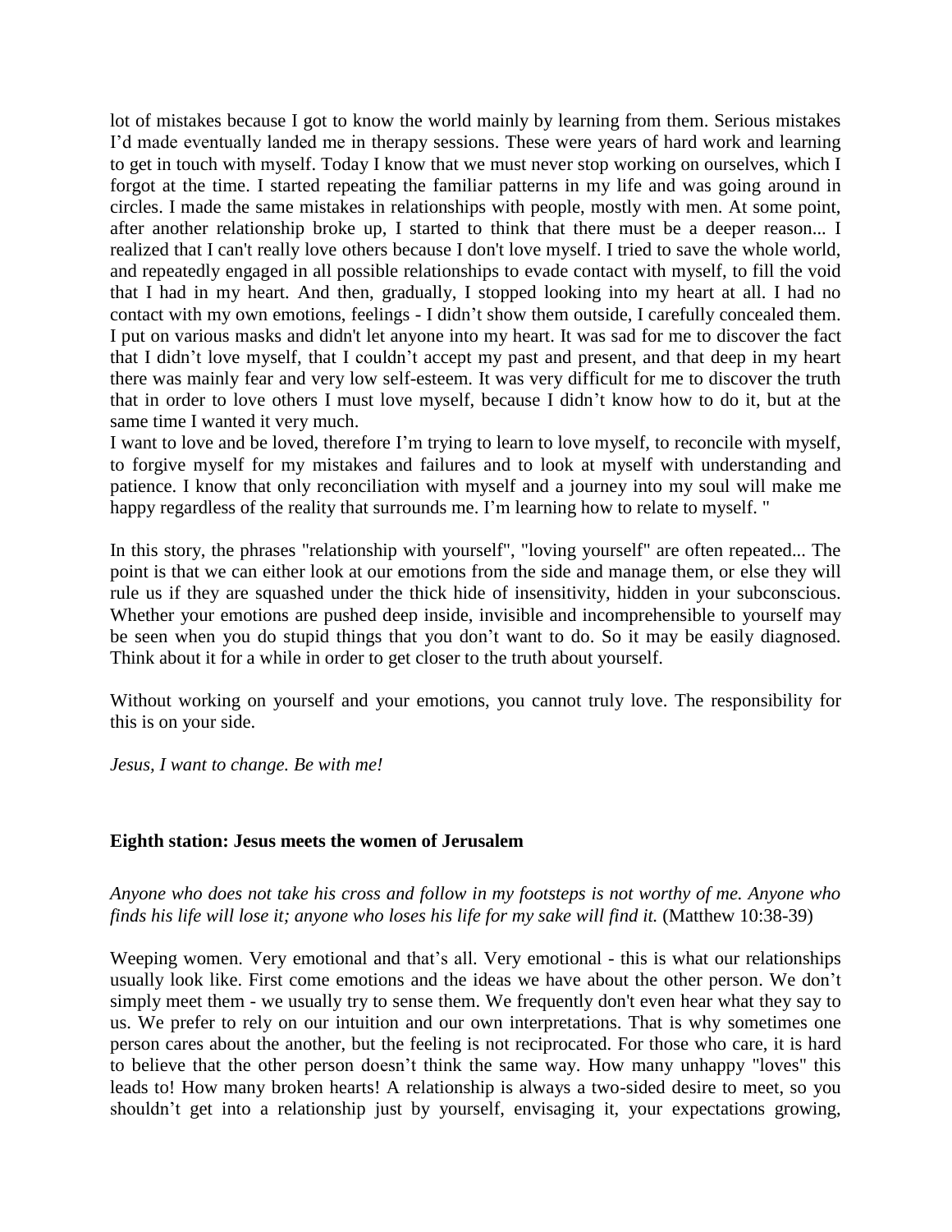lot of mistakes because I got to know the world mainly by learning from them. Serious mistakes I'd made eventually landed me in therapy sessions. These were years of hard work and learning to get in touch with myself. Today I know that we must never stop working on ourselves, which I forgot at the time. I started repeating the familiar patterns in my life and was going around in circles. I made the same mistakes in relationships with people, mostly with men. At some point, after another relationship broke up, I started to think that there must be a deeper reason... I realized that I can't really love others because I don't love myself. I tried to save the whole world, and repeatedly engaged in all possible relationships to evade contact with myself, to fill the void that I had in my heart. And then, gradually, I stopped looking into my heart at all. I had no contact with my own emotions, feelings - I didn't show them outside, I carefully concealed them. I put on various masks and didn't let anyone into my heart. It was sad for me to discover the fact that I didn't love myself, that I couldn't accept my past and present, and that deep in my heart there was mainly fear and very low self-esteem. It was very difficult for me to discover the truth that in order to love others I must love myself, because I didn't know how to do it, but at the same time I wanted it very much.

I want to love and be loved, therefore I'm trying to learn to love myself, to reconcile with myself, to forgive myself for my mistakes and failures and to look at myself with understanding and patience. I know that only reconciliation with myself and a journey into my soul will make me happy regardless of the reality that surrounds me. I'm learning how to relate to myself. "

In this story, the phrases "relationship with yourself", "loving yourself" are often repeated... The point is that we can either look at our emotions from the side and manage them, or else they will rule us if they are squashed under the thick hide of insensitivity, hidden in your subconscious. Whether your emotions are pushed deep inside, invisible and incomprehensible to yourself may be seen when you do stupid things that you don't want to do. So it may be easily diagnosed. Think about it for a while in order to get closer to the truth about yourself.

Without working on yourself and your emotions, you cannot truly love. The responsibility for this is on your side.

*Jesus, I want to change. Be with me!*

### Eighth station: Jesus meets the women of Jerusalem

*Anyone who does not take his cross and follow in my footsteps is not worthy of me. Anyone who finds his life will lose it; anyone who loses his life for my sake will find it.* (Matthew 10:38-39)

Weeping women. Very emotional and that's all. Very emotional - this is what our relationships usually look like. First come emotions and the ideas we have about the other person. We don't simply meet them - we usually try to sense them. We frequently don't even hear what they say to us. We prefer to rely on our intuition and our own interpretations. That is why sometimes one person cares about the another, but the feeling is not reciprocated. For those who care, it is hard to believe that the other person doesn't think the same way. How many unhappy "loves" this leads to! How many broken hearts! A relationship is always a two-sided desire to meet, so you shouldn't get into a relationship just by yourself, envisaging it, your expectations growing,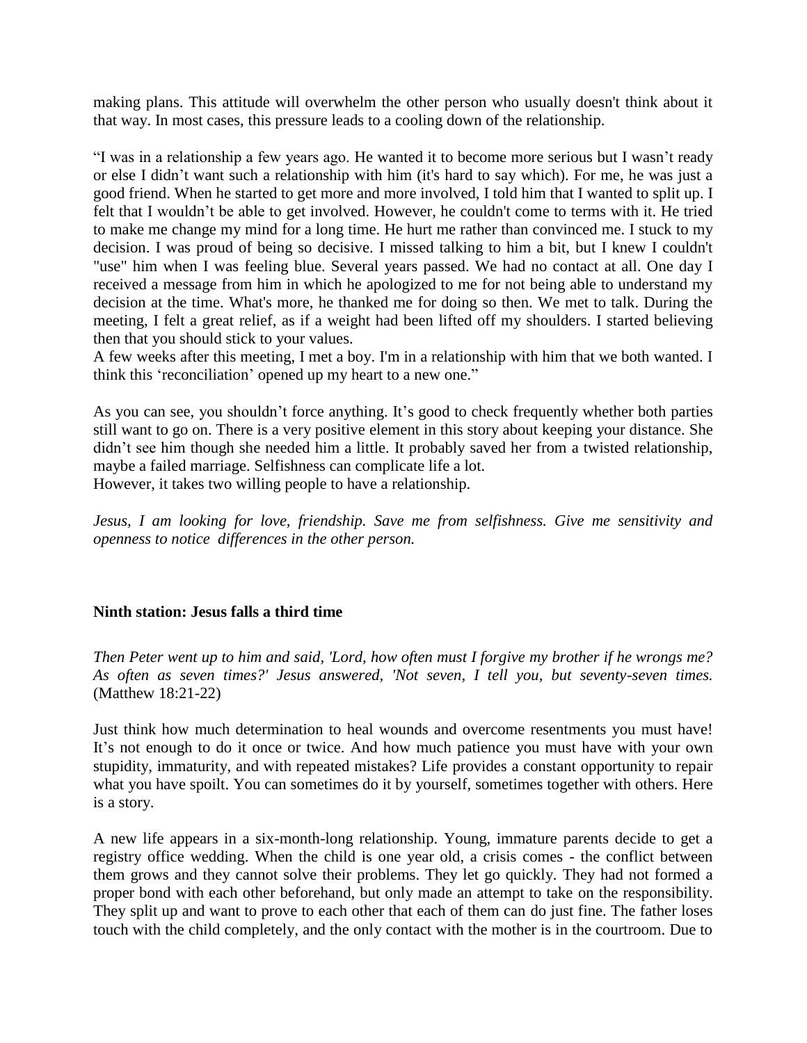making plans. This attitude will overwhelm the other person who usually doesn't think about it that way. In most cases, this pressure leads to a cooling down of the relationship.

"I was in a relationship a few years ago. He wanted it to become more serious but I wasn't ready or else I didn't want such a relationship with him (it's hard to say which). For me, he was just a good friend. When he started to get more and more involved, I told him that I wanted to split up. I felt that I wouldn't be able to get involved. However, he couldn't come to terms with it. He tried to make me change my mind for a long time. He hurt me rather than convinced me. I stuck to my decision. I was proud of being so decisive. I missed talking to him a bit, but I knew I couldn't "use" him when I was feeling blue. Several years passed. We had no contact at all. One day I received a message from him in which he apologized to me for not being able to understand my decision at the time. What's more, he thanked me for doing so then. We met to talk. During the meeting, I felt a great relief, as if a weight had been lifted off my shoulders. I started believing then that you should stick to your values.
A few weeks after this meeting, I met a boy. I'm in a relationship with him that we both wanted. I think this 'reconciliation' opened up my heart to a new one."

As you can see, you shouldn't force anything. It's good to check frequently whether both parties still want to go on. There is a very positive element in this story about keeping your distance. She didn't see him though she needed him a little. It probably saved her from a twisted relationship, maybe a failed marriage. Selfishness can complicate life a lot.
However, it takes two willing people to have a relationship.

*Jesus, I am looking for love, friendship. Save me from selfishness. Give me sensitivity and openness to notice differences in the other person.*

**Ninth station: Jesus falls a third time**

*Then Peter went up to him and said, 'Lord, how often must I forgive my brother if he wrongs me? As often as seven times?' Jesus answered, 'Not seven, I tell you, but seventy-seven times.* (Matthew 18:21-22)

Just think how much determination to heal wounds and overcome resentments you must have! It's not enough to do it once or twice. And how much patience you must have with your own stupidity, immaturity, and with repeated mistakes? Life provides a constant opportunity to repair what you have spoilt. You can sometimes do it by yourself, sometimes together with others. Here is a story.

A new life appears in a six-month-long relationship. Young, immature parents decide to get a registry office wedding. When the child is one year old, a crisis comes - the conflict between them grows and they cannot solve their problems. They let go quickly. They had not formed a proper bond with each other beforehand, but only made an attempt to take on the responsibility. They split up and want to prove to each other that each of them can do just fine. The father loses touch with the child completely, and the only contact with the mother is in the courtroom. Due to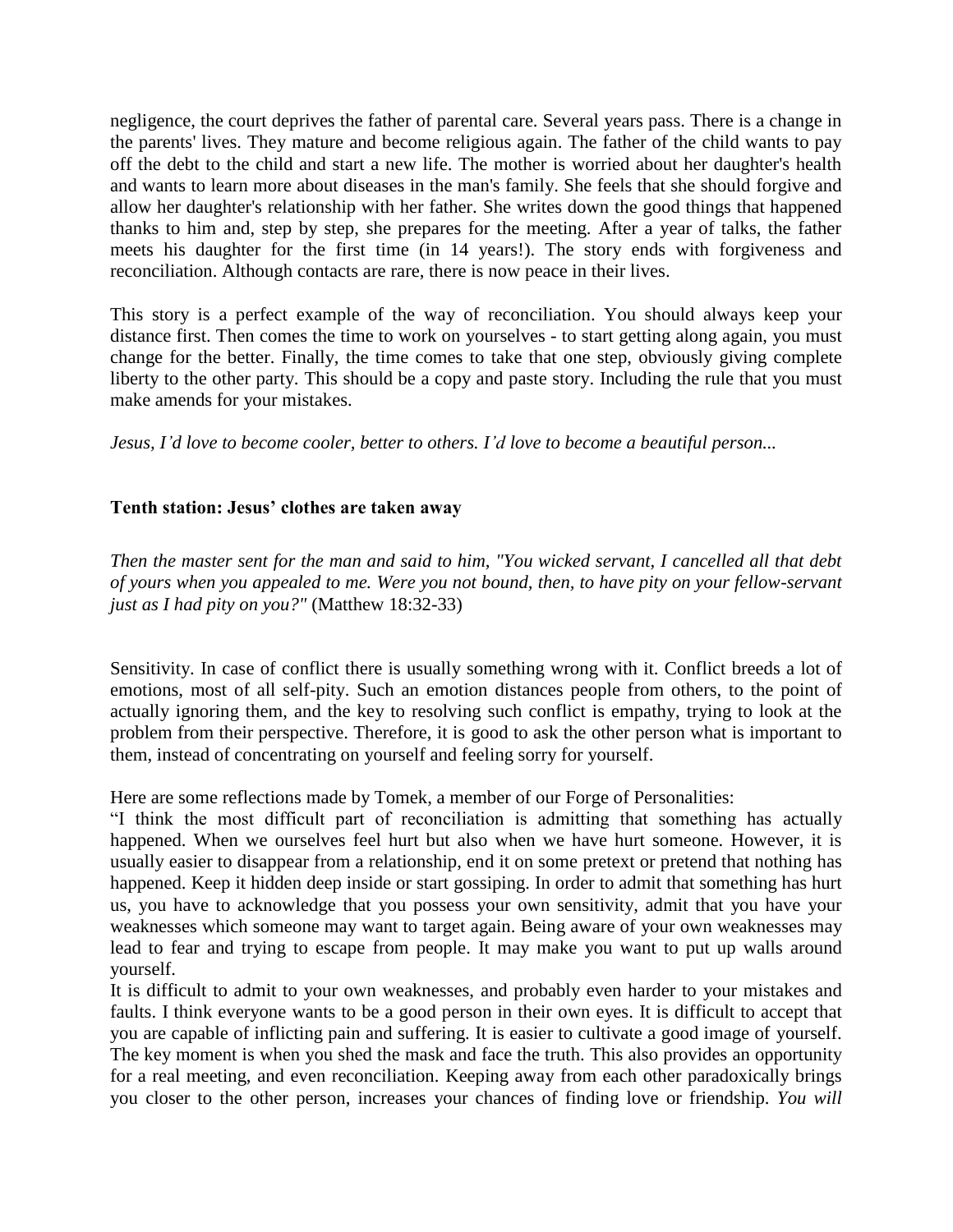negligence, the court deprives the father of parental care. Several years pass. There is a change in the parents' lives. They mature and become religious again. The father of the child wants to pay off the debt to the child and start a new life. The mother is worried about her daughter's health and wants to learn more about diseases in the man's family. She feels that she should forgive and allow her daughter's relationship with her father. She writes down the good things that happened thanks to him and, step by step, she prepares for the meeting. After a year of talks, the father meets his daughter for the first time (in 14 years!). The story ends with forgiveness and reconciliation. Although contacts are rare, there is now peace in their lives.

This story is a perfect example of the way of reconciliation. You should always keep your distance first. Then comes the time to work on yourselves - to start getting along again, you must change for the better. Finally, the time comes to take that one step, obviously giving complete liberty to the other party. This should be a copy and paste story. Including the rule that you must make amends for your mistakes.

*Jesus, I'd love to become cooler, better to others. I'd love to become a beautiful person...*

### Tenth station: Jesus' clothes are taken away

*Then the master sent for the man and said to him, "You wicked servant, I cancelled all that debt of yours when you appealed to me. Were you not bound, then, to have pity on your fellow-servant just as I had pity on you?"* (Matthew 18:32-33)

Sensitivity. In case of conflict there is usually something wrong with it. Conflict breeds a lot of emotions, most of all self-pity. Such an emotion distances people from others, to the point of actually ignoring them, and the key to resolving such conflict is empathy, trying to look at the problem from their perspective. Therefore, it is good to ask the other person what is important to them, instead of concentrating on yourself and feeling sorry for yourself.

Here are some reflections made by Tomek, a member of our Forge of Personalities:

"I think the most difficult part of reconciliation is admitting that something has actually happened. When we ourselves feel hurt but also when we have hurt someone. However, it is usually easier to disappear from a relationship, end it on some pretext or pretend that nothing has happened. Keep it hidden deep inside or start gossiping. In order to admit that something has hurt us, you have to acknowledge that you possess your own sensitivity, admit that you have your weaknesses which someone may want to target again. Being aware of your own weaknesses may lead to fear and trying to escape from people. It may make you want to put up walls around yourself.

It is difficult to admit to your own weaknesses, and probably even harder to your mistakes and faults. I think everyone wants to be a good person in their own eyes. It is difficult to accept that you are capable of inflicting pain and suffering. It is easier to cultivate a good image of yourself. The key moment is when you shed the mask and face the truth. This also provides an opportunity for a real meeting, and even reconciliation. Keeping away from each other paradoxically brings you closer to the other person, increases your chances of finding love or friendship. *You will*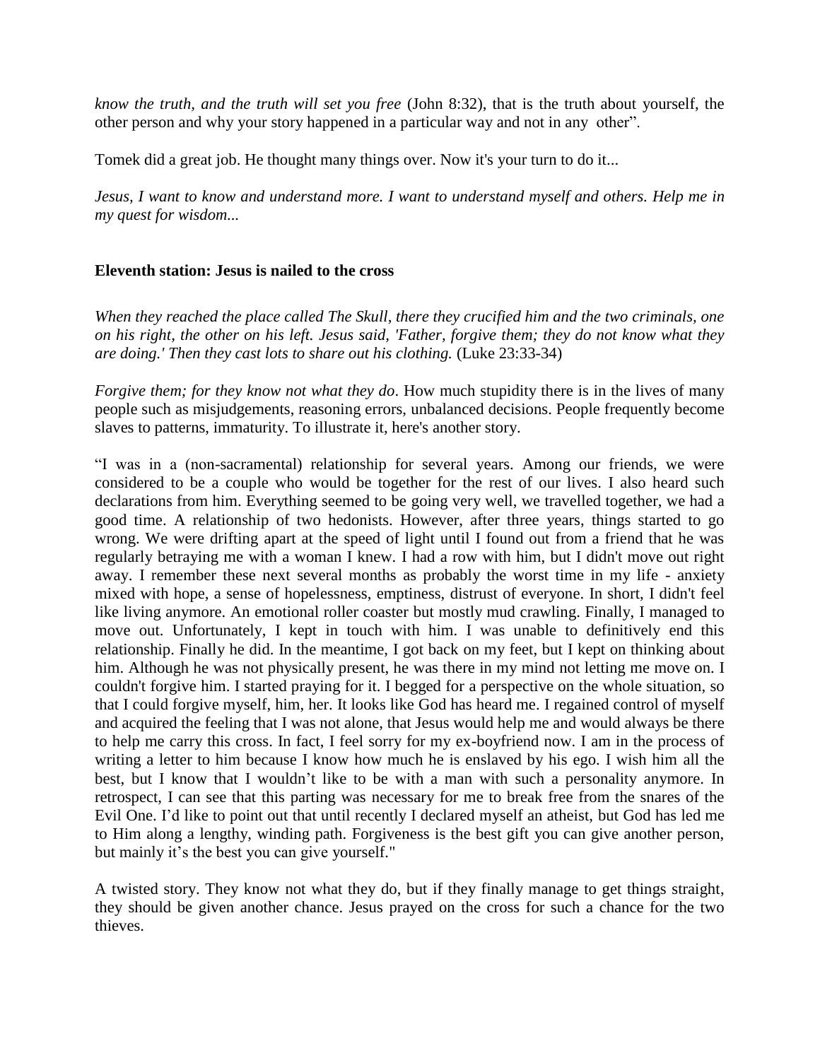*know the truth, and the truth will set you free* (John 8:32), that is the truth about yourself, the other person and why your story happened in a particular way and not in any other".

Tomek did a great job. He thought many things over. Now it's your turn to do it...

*Jesus, I want to know and understand more. I want to understand myself and others. Help me in my quest for wisdom...*

**Eleventh station: Jesus is nailed to the cross**

*When they reached the place called The Skull, there they crucified him and the two criminals, one on his right, the other on his left. Jesus said, 'Father, forgive them; they do not know what they are doing.' Then they cast lots to share out his clothing.* (Luke 23:33-34)

*Forgive them; for they know not what they do*. How much stupidity there is in the lives of many people such as misjudgements, reasoning errors, unbalanced decisions. People frequently become slaves to patterns, immaturity. To illustrate it, here's another story.

"I was in a (non-sacramental) relationship for several years. Among our friends, we were considered to be a couple who would be together for the rest of our lives. I also heard such declarations from him. Everything seemed to be going very well, we travelled together, we had a good time. A relationship of two hedonists. However, after three years, things started to go wrong. We were drifting apart at the speed of light until I found out from a friend that he was regularly betraying me with a woman I knew. I had a row with him, but I didn't move out right away. I remember these next several months as probably the worst time in my life - anxiety mixed with hope, a sense of hopelessness, emptiness, distrust of everyone. In short, I didn't feel like living anymore. An emotional roller coaster but mostly mud crawling. Finally, I managed to move out. Unfortunately, I kept in touch with him. I was unable to definitively end this relationship. Finally he did. In the meantime, I got back on my feet, but I kept on thinking about him. Although he was not physically present, he was there in my mind not letting me move on. I couldn't forgive him. I started praying for it. I begged for a perspective on the whole situation, so that I could forgive myself, him, her. It looks like God has heard me. I regained control of myself and acquired the feeling that I was not alone, that Jesus would help me and would always be there to help me carry this cross. In fact, I feel sorry for my ex-boyfriend now. I am in the process of writing a letter to him because I know how much he is enslaved by his ego. I wish him all the best, but I know that I wouldn't like to be with a man with such a personality anymore. In retrospect, I can see that this parting was necessary for me to break free from the snares of the Evil One. I'd like to point out that until recently I declared myself an atheist, but God has led me to Him along a lengthy, winding path. Forgiveness is the best gift you can give another person, but mainly it's the best you can give yourself."

A twisted story. They know not what they do, but if they finally manage to get things straight, they should be given another chance. Jesus prayed on the cross for such a chance for the two thieves.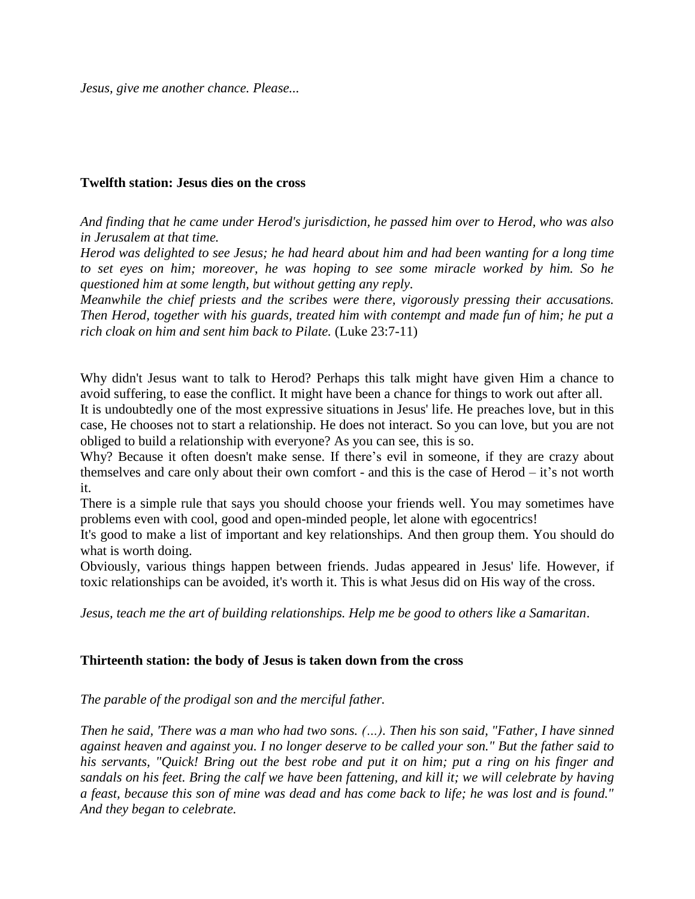*Jesus, give me another chance. Please...*

**Twelfth station: Jesus dies on the cross**

*And finding that he came under Herod's jurisdiction, he passed him over to Herod, who was also in Jerusalem at that time.*
*Herod was delighted to see Jesus; he had heard about him and had been wanting for a long time to set eyes on him; moreover, he was hoping to see some miracle worked by him. So he questioned him at some length, but without getting any reply.*
*Meanwhile the chief priests and the scribes were there, vigorously pressing their accusations. Then Herod, together with his guards, treated him with contempt and made fun of him; he put a rich cloak on him and sent him back to Pilate.* (Luke 23:7-11)

Why didn't Jesus want to talk to Herod? Perhaps this talk might have given Him a chance to avoid suffering, to ease the conflict. It might have been a chance for things to work out after all.
It is undoubtedly one of the most expressive situations in Jesus' life. He preaches love, but in this case, He chooses not to start a relationship. He does not interact. So you can love, but you are not obliged to build a relationship with everyone? As you can see, this is so.
Why? Because it often doesn't make sense. If there's evil in someone, if they are crazy about themselves and care only about their own comfort - and this is the case of Herod – it's not worth it.
There is a simple rule that says you should choose your friends well. You may sometimes have problems even with cool, good and open-minded people, let alone with egocentrics!
It's good to make a list of important and key relationships. And then group them. You should do what is worth doing.
Obviously, various things happen between friends. Judas appeared in Jesus' life. However, if toxic relationships can be avoided, it's worth it. This is what Jesus did on His way of the cross.

*Jesus, teach me the art of building relationships. Help me be good to others like a Samaritan*.

**Thirteenth station: the body of Jesus is taken down from the cross**

*The parable of the prodigal son and the merciful father.*

*Then he said, 'There was a man who had two sons. (…). Then his son said, "Father, I have sinned against heaven and against you. I no longer deserve to be called your son." But the father said to his servants, "Quick! Bring out the best robe and put it on him; put a ring on his finger and sandals on his feet. Bring the calf we have been fattening, and kill it; we will celebrate by having a feast, because this son of mine was dead and has come back to life; he was lost and is found." And they began to celebrate.*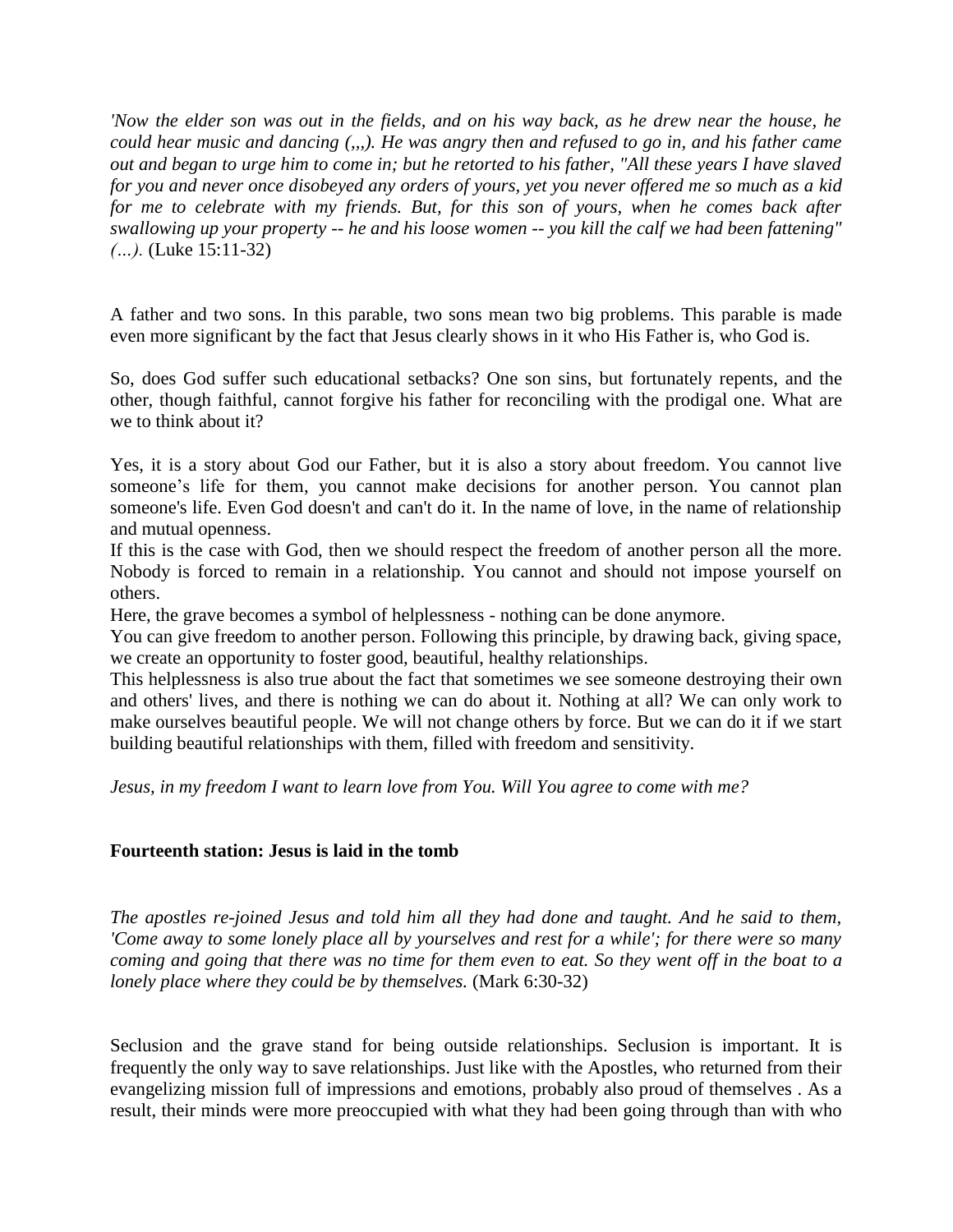*'Now the elder son was out in the fields, and on his way back, as he drew near the house, he could hear music and dancing (,,,). He was angry then and refused to go in, and his father came out and began to urge him to come in; but he retorted to his father, "All these years I have slaved for you and never once disobeyed any orders of yours, yet you never offered me so much as a kid for me to celebrate with my friends. But, for this son of yours, when he comes back after swallowing up your property -- he and his loose women -- you kill the calf we had been fattening" (…).* (Luke 15:11-32)

A father and two sons. In this parable, two sons mean two big problems. This parable is made even more significant by the fact that Jesus clearly shows in it who His Father is, who God is.

So, does God suffer such educational setbacks? One son sins, but fortunately repents, and the other, though faithful, cannot forgive his father for reconciling with the prodigal one. What are we to think about it?

Yes, it is a story about God our Father, but it is also a story about freedom. You cannot live someone's life for them, you cannot make decisions for another person. You cannot plan someone's life. Even God doesn't and can't do it. In the name of love, in the name of relationship and mutual openness.
If this is the case with God, then we should respect the freedom of another person all the more. Nobody is forced to remain in a relationship. You cannot and should not impose yourself on others.
Here, the grave becomes a symbol of helplessness - nothing can be done anymore.
You can give freedom to another person. Following this principle, by drawing back, giving space, we create an opportunity to foster good, beautiful, healthy relationships.
This helplessness is also true about the fact that sometimes we see someone destroying their own and others' lives, and there is nothing we can do about it. Nothing at all? We can only work to make ourselves beautiful people. We will not change others by force. But we can do it if we start building beautiful relationships with them, filled with freedom and sensitivity.

*Jesus, in my freedom I want to learn love from You. Will You agree to come with me?*

**Fourteenth station: Jesus is laid in the tomb**

*The apostles re-joined Jesus and told him all they had done and taught. And he said to them, 'Come away to some lonely place all by yourselves and rest for a while'; for there were so many coming and going that there was no time for them even to eat. So they went off in the boat to a lonely place where they could be by themselves.* (Mark 6:30-32)

Seclusion and the grave stand for being outside relationships. Seclusion is important. It is frequently the only way to save relationships. Just like with the Apostles, who returned from their evangelizing mission full of impressions and emotions, probably also proud of themselves . As a result, their minds were more preoccupied with what they had been going through than with who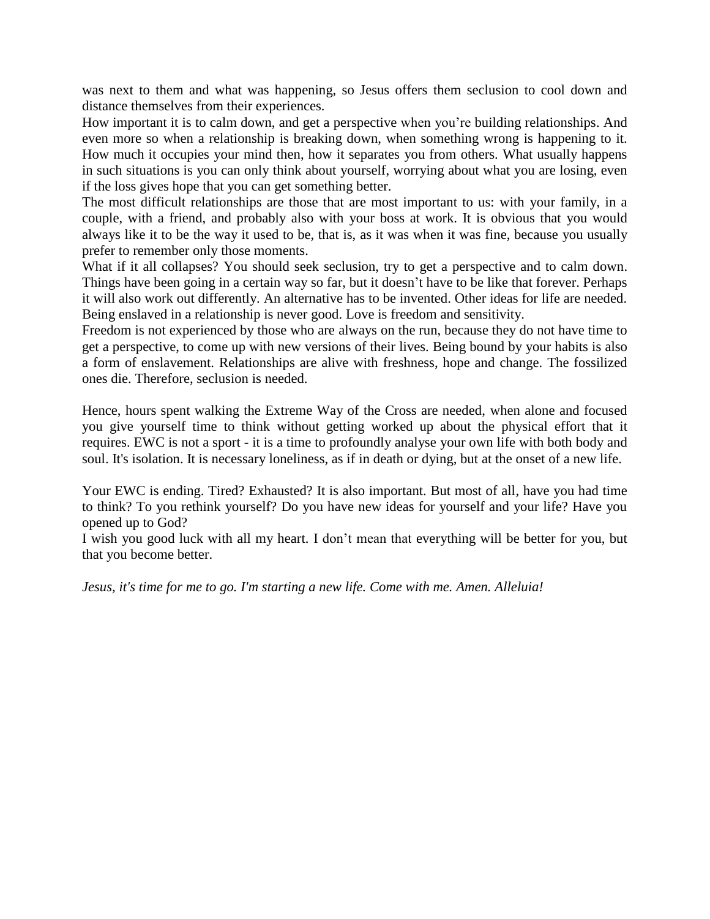was next to them and what was happening, so Jesus offers them seclusion to cool down and distance themselves from their experiences.

How important it is to calm down, and get a perspective when you're building relationships. And even more so when a relationship is breaking down, when something wrong is happening to it. How much it occupies your mind then, how it separates you from others. What usually happens in such situations is you can only think about yourself, worrying about what you are losing, even if the loss gives hope that you can get something better.

The most difficult relationships are those that are most important to us: with your family, in a couple, with a friend, and probably also with your boss at work. It is obvious that you would always like it to be the way it used to be, that is, as it was when it was fine, because you usually prefer to remember only those moments.

What if it all collapses? You should seek seclusion, try to get a perspective and to calm down. Things have been going in a certain way so far, but it doesn't have to be like that forever. Perhaps it will also work out differently. An alternative has to be invented. Other ideas for life are needed. Being enslaved in a relationship is never good. Love is freedom and sensitivity.

Freedom is not experienced by those who are always on the run, because they do not have time to get a perspective, to come up with new versions of their lives. Being bound by your habits is also a form of enslavement. Relationships are alive with freshness, hope and change. The fossilized ones die. Therefore, seclusion is needed.

Hence, hours spent walking the Extreme Way of the Cross are needed, when alone and focused you give yourself time to think without getting worked up about the physical effort that it requires. EWC is not a sport - it is a time to profoundly analyse your own life with both body and soul. It's isolation. It is necessary loneliness, as if in death or dying, but at the onset of a new life.

Your EWC is ending. Tired? Exhausted? It is also important. But most of all, have you had time to think? To you rethink yourself? Do you have new ideas for yourself and your life? Have you opened up to God?

I wish you good luck with all my heart. I don't mean that everything will be better for you, but that you become better.

*Jesus, it's time for me to go. I'm starting a new life. Come with me. Amen. Alleluia!*